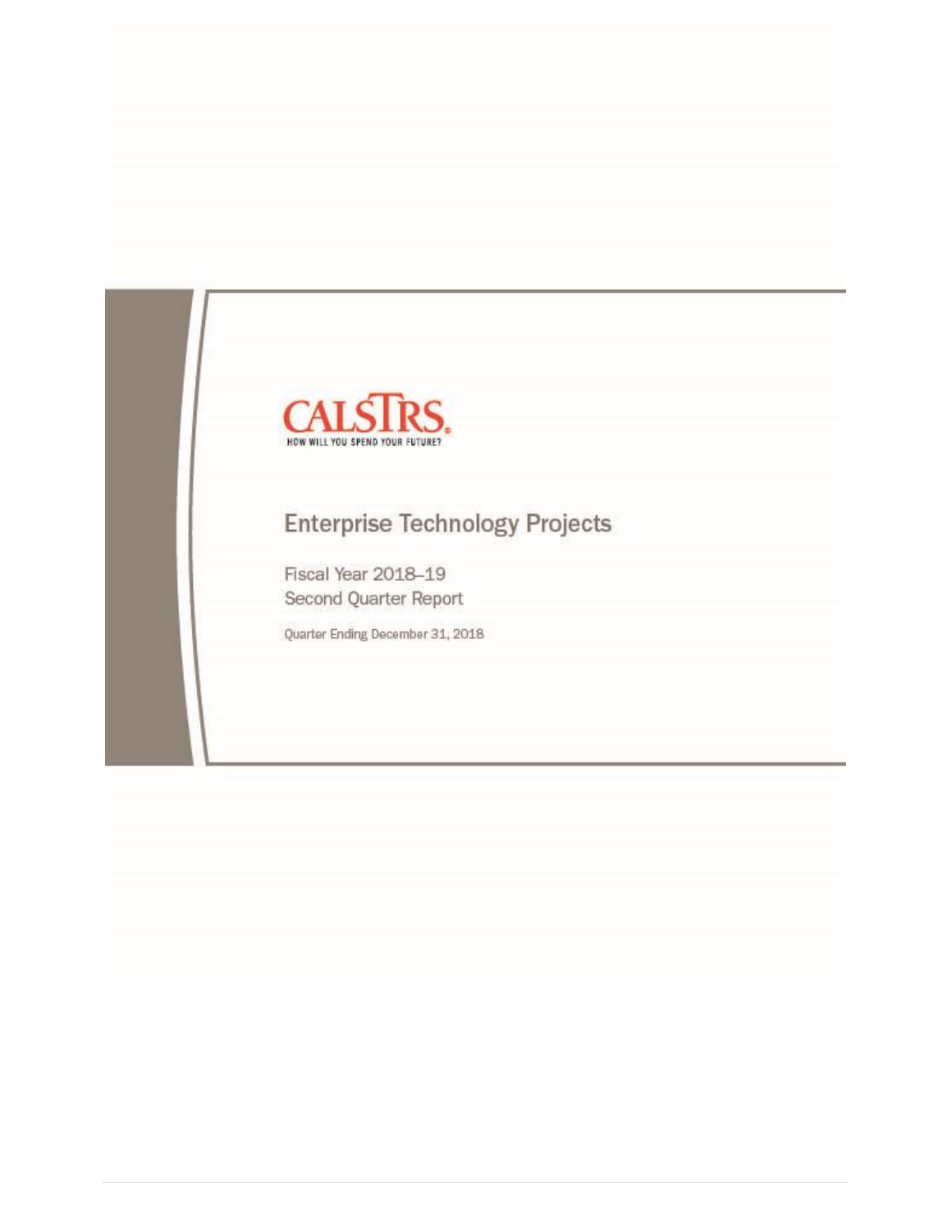CALSTRS

HOW WILL YOU SPEND YOUR FUTURE?

# Enterprise Technology Projects

Fiscal Year 2018–19
Second Quarter Report

Quarter Ending December 31, 2018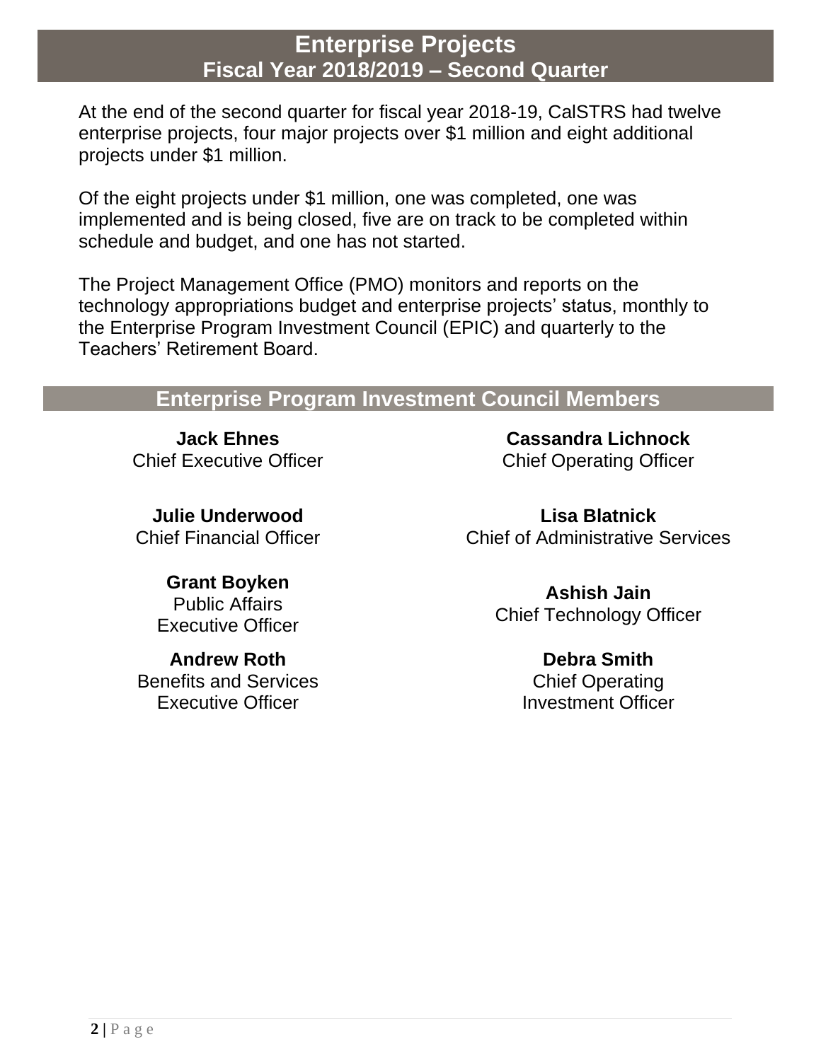# Enterprise Projects
## Fiscal Year 2018/2019 – Second Quarter

At the end of the second quarter for fiscal year 2018-19, CalSTRS had twelve enterprise projects, four major projects over $1 million and eight additional projects under $1 million.

Of the eight projects under $1 million, one was completed, one was implemented and is being closed, five are on track to be completed within schedule and budget, and one has not started.

The Project Management Office (PMO) monitors and reports on the technology appropriations budget and enterprise projects' status, monthly to the Enterprise Program Investment Council (EPIC) and quarterly to the Teachers' Retirement Board.

## Enterprise Program Investment Council Members

**Jack Ehnes**
Chief Executive Officer

**Cassandra Lichnock**
Chief Operating Officer

**Julie Underwood**
Chief Financial Officer

**Lisa Blatnick**
Chief of Administrative Services

**Grant Boyken**
Public Affairs Executive Officer

**Ashish Jain**
Chief Technology Officer

**Andrew Roth**
Benefits and Services Executive Officer

**Debra Smith**
Chief Operating Investment Officer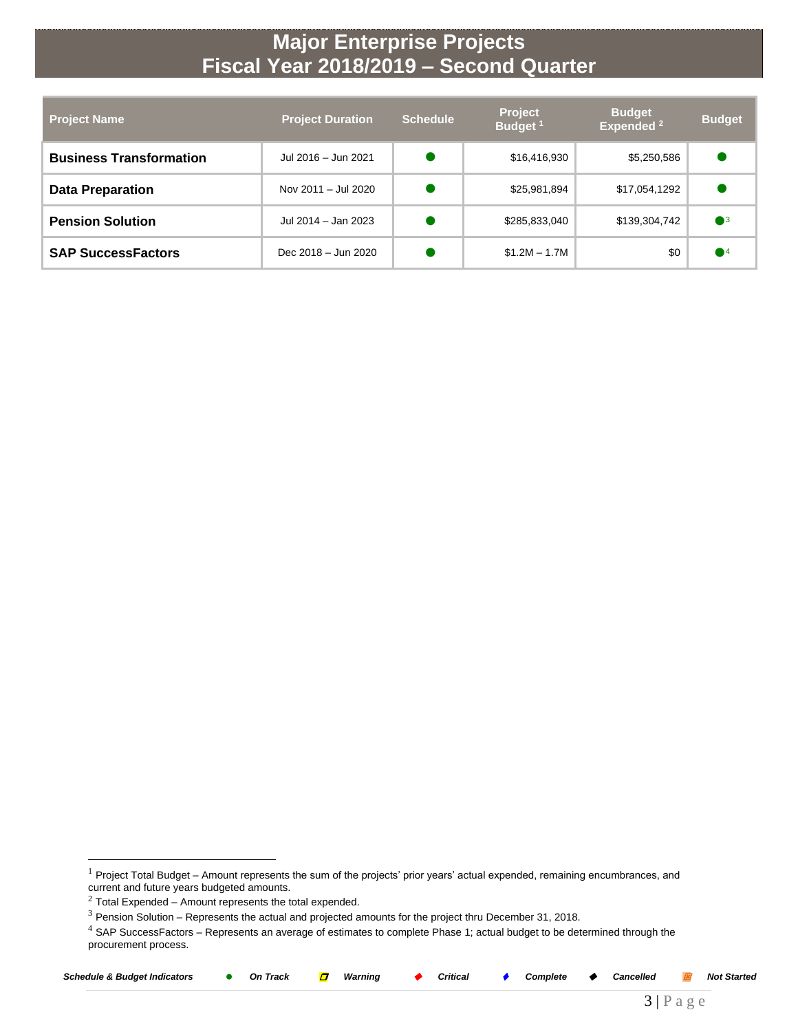# Major Enterprise Projects
# Fiscal Year 2018/2019 – Second Quarter

| Project Name | Project Duration | Schedule | Project Budget [1] | Budget Expended [2] | Budget |
|---|---|---|---|---|---|
| **Business Transformation** | Jul 2016 – Jun 2021 | ● | $16,416,930 | $5,250,586 | ● |
| **Data Preparation** | Nov 2011 – Jul 2020 | ● | $25,981,894 | $17,054,1292 | ● |
| **Pension Solution** | Jul 2014 – Jan 2023 | ● | $285,833,040 | $139,304,742 | ●[3] |
| **SAP SuccessFactors** | Dec 2018 – Jun 2020 | ● | $1.2M – 1.7M | $0 | ●[4] |

[1] Project Total Budget – Amount represents the sum of the projects' prior years' actual expended, remaining encumbrances, and current and future years budgeted amounts.

[2] Total Expended – Amount represents the total expended.

[3] Pension Solution – Represents the actual and projected amounts for the project thru December 31, 2018.

[4] SAP SuccessFactors – Represents an average of estimates to complete Phase 1; actual budget to be determined through the procurement process.

***Schedule & Budget Indicators*** ● ***On Track*** ***Warning*** ***Critical*** ***Complete*** ***Cancelled*** ***Not Started***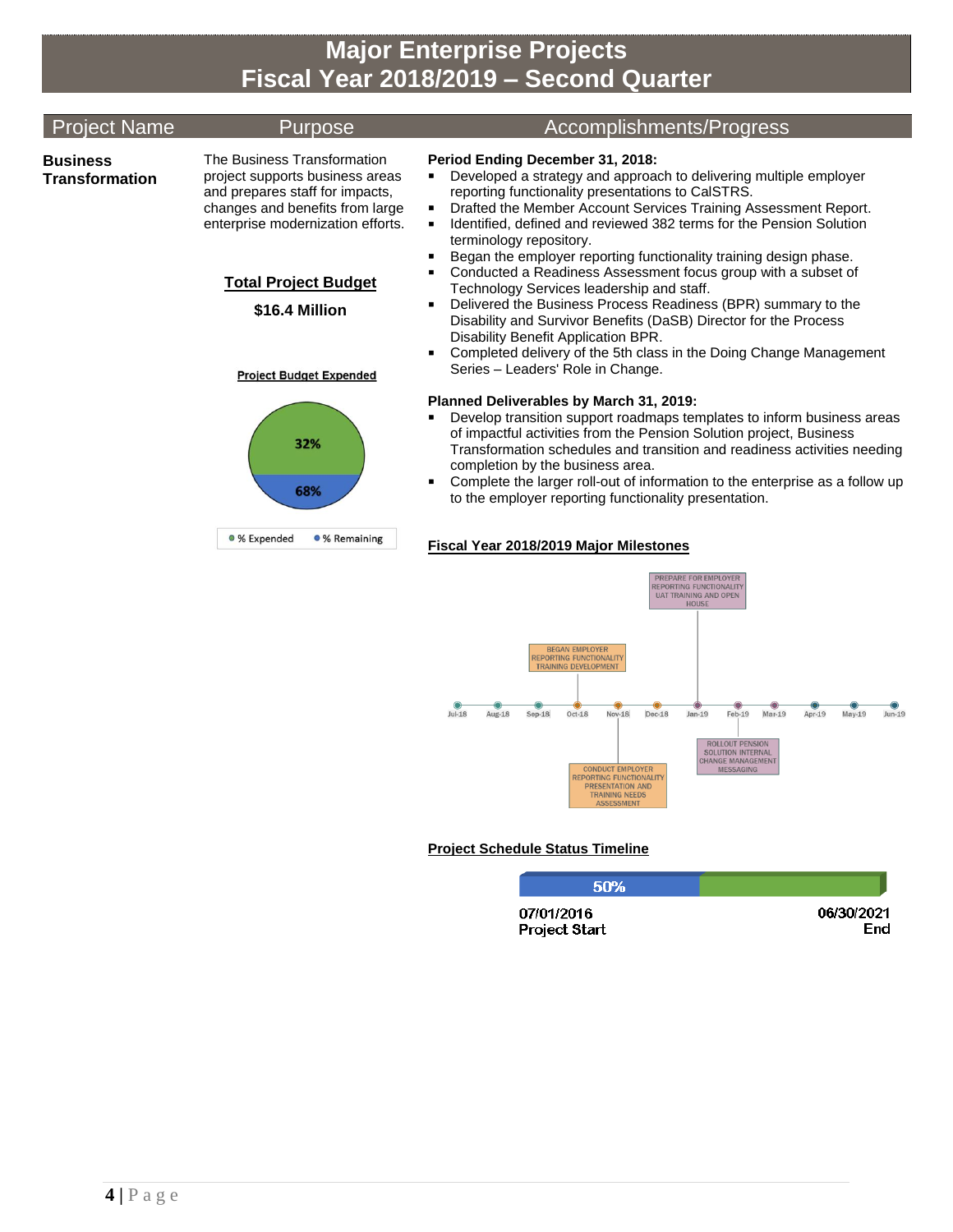# Major Enterprise Projects
# Fiscal Year 2018/2019 – Second Quarter

| Project Name | Purpose | Accomplishments/Progress |
| --- | --- | --- |

## Business Transformation

The Business Transformation project supports business areas and prepares staff for impacts, changes and benefits from large enterprise modernization efforts.

**Total Project Budget**

**$16.4 Million**

**Project Budget Expended**

- 32% % Expended
- 68% % Remaining

**Period Ending December 31, 2018:**

- Developed a strategy and approach to delivering multiple employer reporting functionality presentations to CalSTRS.
- Drafted the Member Account Services Training Assessment Report.
- Identified, defined and reviewed 382 terms for the Pension Solution terminology repository.
- Began the employer reporting functionality training design phase.
- Conducted a Readiness Assessment focus group with a subset of Technology Services leadership and staff.
- Delivered the Business Process Readiness (BPR) summary to the Disability and Survivor Benefits (DaSB) Director for the Process Disability Benefit Application BPR.
- Completed delivery of the 5th class in the Doing Change Management Series – Leaders' Role in Change.

**Planned Deliverables by March 31, 2019:**

- Develop transition support roadmaps templates to inform business areas of impactful activities from the Pension Solution project, Business Transformation schedules and transition and readiness activities needing completion by the business area.
- Complete the larger roll-out of information to the enterprise as a follow up to the employer reporting functionality presentation.

**Fiscal Year 2018/2019 Major Milestones**

Jul-18, Aug-18, Sep-18, Oct-18, Nov-18, Dec-18, Jan-19, Feb-19, Mar-19, Apr-19, May-19, Jun-19

- Oct-18: BEGAN EMPLOYER REPORTING FUNCTIONALITY TRAINING DEVELOPMENT
- Nov-18: CONDUCT EMPLOYER REPORTING FUNCTIONALITY PRESENTATION AND TRAINING NEEDS ASSESSMENT
- Jan-19: PREPARE FOR EMPLOYER REPORTING FUNCTIONALITY UAT TRAINING AND OPEN HOUSE
- Feb-19: ROLLOUT PENSION SOLUTION INTERNAL CHANGE MANAGEMENT MESSAGING

**Project Schedule Status Timeline**

50%

07/01/2016 Project Start — 06/30/2021 End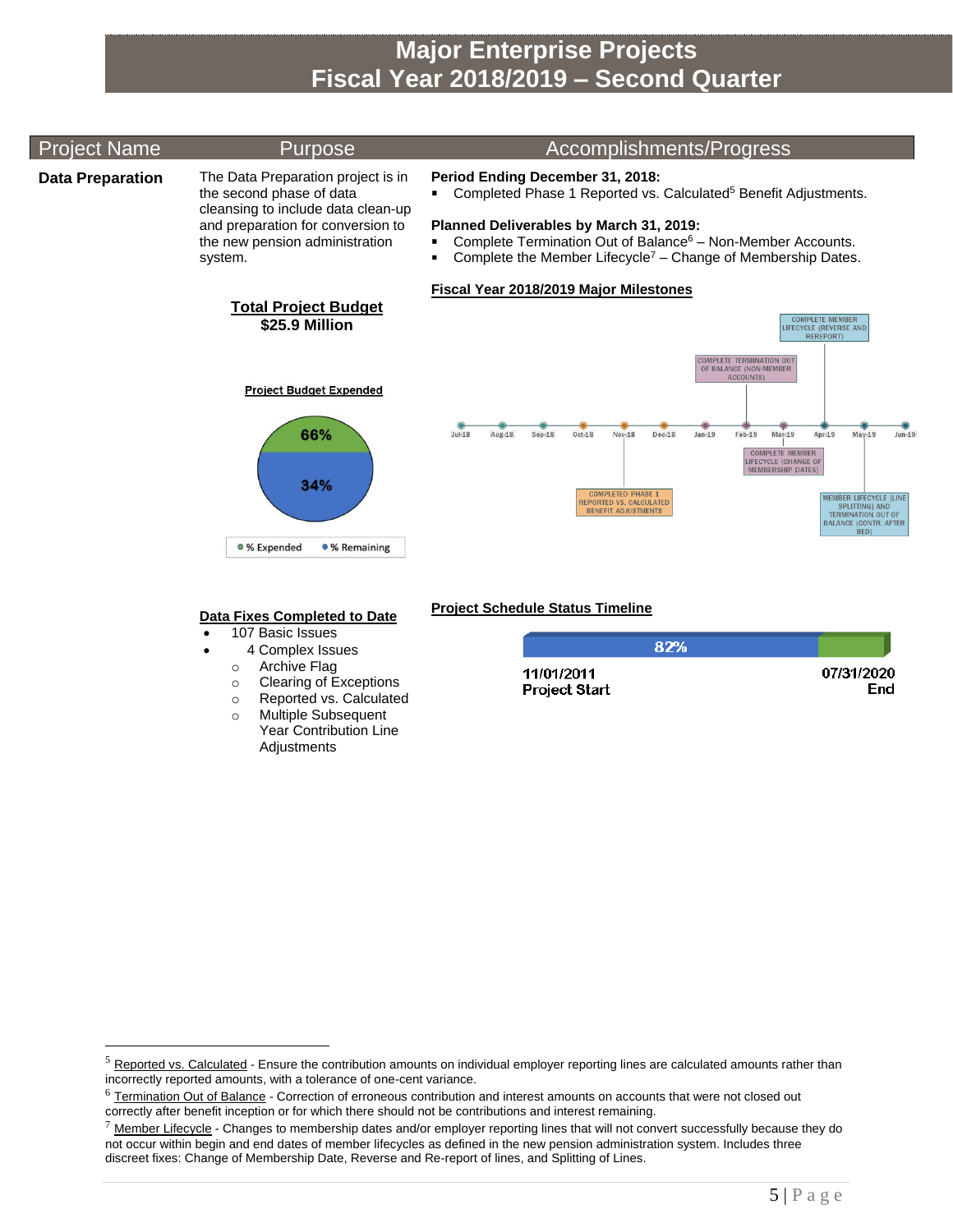# Major Enterprise Projects
# Fiscal Year 2018/2019 – Second Quarter

| Project Name | Purpose | Accomplishments/Progress |
|---|---|---|
| **Data Preparation** | The Data Preparation project is in the second phase of data cleansing to include data clean-up and preparation for conversion to the new pension administration system. | **Period Ending December 31, 2018:** ▪ Completed Phase 1 Reported vs. Calculated[5] Benefit Adjustments. **Planned Deliverables by March 31, 2019:** ▪ Complete Termination Out of Balance[6] – Non-Member Accounts. ▪ Complete the Member Lifecycle[7] – Change of Membership Dates. |

**Total Project Budget**
**$25.9 Million**

**Project Budget Expended**

- % Expended: 66%
- % Remaining: 34%

**Fiscal Year 2018/2019 Major Milestones**

Jul-18, Aug-18, Sep-18, Oct-18, Nov-18, Dec-18, Jan-19, Feb-19, Mar-19, Apr-19, May-19, Jun-19

- Nov-18: COMPLETED PHASE 1 REPORTED VS. CALCULATED BENEFIT ADJUSTMENTS
- Feb-19: COMPLETE TERMINATION OUT OF BALANCE (NON-MEMBER ACCOUNTS)
- Mar-19: COMPLETE MEMBER LIFECYCLE (CHANGE OF MEMBERSHIP DATES)
- Apr-19: COMPLETE MEMBER LIFECYCLE (REVERSE AND REREPORT)
- May-19: MEMBER LIFECYCLE (LINE SPLITTING) AND TERMINATION OUT OF BALANCE (CONTR. AFTER BED)

**Data Fixes Completed to Date**

- 107 Basic Issues
- 4 Complex Issues
  - Archive Flag
  - Clearing of Exceptions
  - Reported vs. Calculated
  - Multiple Subsequent Year Contribution Line Adjustments

**Project Schedule Status Timeline**

82%

11/01/2011 Project Start — 07/31/2020 End

---

[5] Reported vs. Calculated - Ensure the contribution amounts on individual employer reporting lines are calculated amounts rather than incorrectly reported amounts, with a tolerance of one-cent variance.

[6] Termination Out of Balance - Correction of erroneous contribution and interest amounts on accounts that were not closed out correctly after benefit inception or for which there should not be contributions and interest remaining.

[7] Member Lifecycle - Changes to membership dates and/or employer reporting lines that will not convert successfully because they do not occur within begin and end dates of member lifecycles as defined in the new pension administration system. Includes three discreet fixes: Change of Membership Date, Reverse and Re-report of lines, and Splitting of Lines.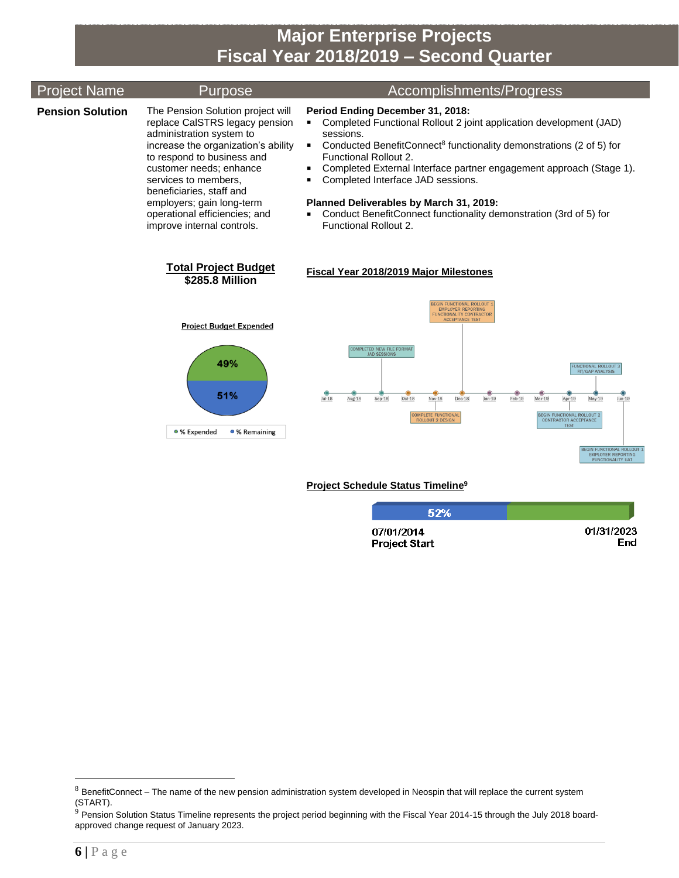# Major Enterprise Projects
# Fiscal Year 2018/2019 – Second Quarter

| Project Name | Purpose | Accomplishments/Progress |
| --- | --- | --- |
| **Pension Solution** | The Pension Solution project will replace CalSTRS legacy pension administration system to increase the organization's ability to respond to business and customer needs; enhance services to members, beneficiaries, staff and employers; gain long-term operational efficiencies; and improve internal controls. | **Period Ending December 31, 2018:**<br>▪ Completed Functional Rollout 2 joint application development (JAD) sessions.<br>▪ Conducted BenefitConnect[8] functionality demonstrations (2 of 5) for Functional Rollout 2.<br>▪ Completed External Interface partner engagement approach (Stage 1).<br>▪ Completed Interface JAD sessions.<br><br>**Planned Deliverables by March 31, 2019:**<br>▪ Conduct BenefitConnect functionality demonstration (3rd of 5) for Functional Rollout 2. |

**Total Project Budget**
**$285.8 Million**

**Project Budget Expended**

- % Expended: 49%
- % Remaining: 51%

**Fiscal Year 2018/2019 Major Milestones**

Jul-18, Aug-18, Sep-18, Oct-18, Nov-18, Dec-18, Jan-19, Feb-19, Mar-19, Apr-19, May-19, Jun-19

- Sep-18: COMPLETED NEW FILE FORMAT JAD SESSIONS
- Nov-18: COMPLETE FUNCTIONAL ROLLOUT 2 DESIGN
- Dec-18: BEGIN FUNCTIONAL ROLLOUT 1 EMPLOYER REPORTING FUNCTIONALITY CONTRACTOR ACCEPTANCE TEST
- Apr-19: BEGIN FUNCTIONAL ROLLOUT 2 CONTRACTOR ACCEPTANCE TEST
- May-19: FUNCTIONAL ROLLOUT 3 FIT/GAP ANALYSIS
- Jun-19: BEGIN FUNCTIONAL ROLLOUT 1 EMPLOYER REPORTING FUNCTIONALITY UAT

**Project Schedule Status Timeline[9]**

52%

07/01/2014 Project Start — 01/31/2023 End

---

[8] BenefitConnect – The name of the new pension administration system developed in Neospin that will replace the current system (START).

[9] Pension Solution Status Timeline represents the project period beginning with the Fiscal Year 2014-15 through the July 2018 board-approved change request of January 2023.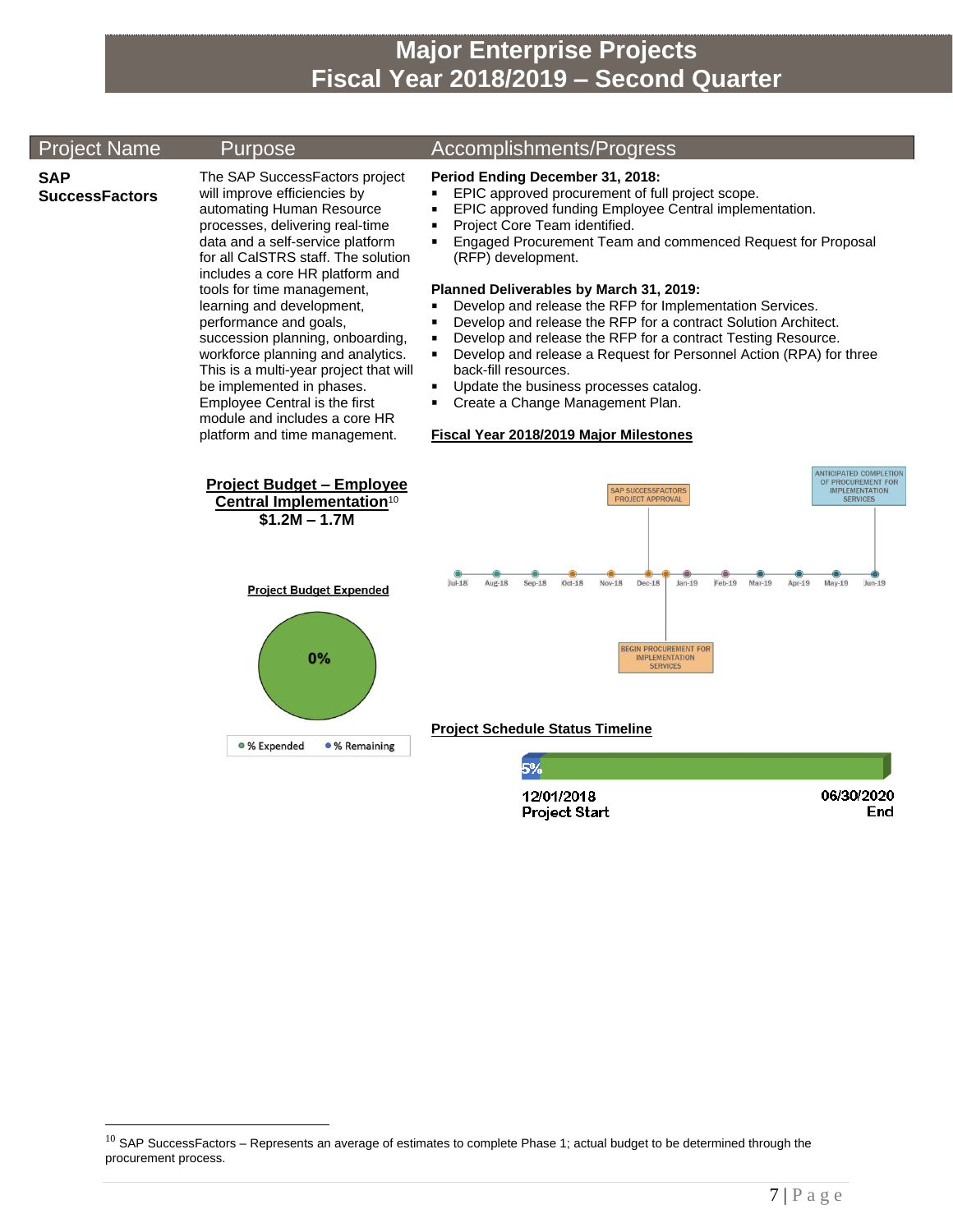# Major Enterprise Projects
# Fiscal Year 2018/2019 – Second Quarter

| Project Name | Purpose | Accomplishments/Progress |
|---|---|---|

**SAP SuccessFactors**

The SAP SuccessFactors project will improve efficiencies by automating Human Resource processes, delivering real-time data and a self-service platform for all CalSTRS staff. The solution includes a core HR platform and tools for time management, learning and development, performance and goals, succession planning, onboarding, workforce planning and analytics. This is a multi-year project that will be implemented in phases. Employee Central is the first module and includes a core HR platform and time management.

**Period Ending December 31, 2018:**

- EPIC approved procurement of full project scope.
- EPIC approved funding Employee Central implementation.
- Project Core Team identified.
- Engaged Procurement Team and commenced Request for Proposal (RFP) development.

**Planned Deliverables by March 31, 2019:**

- Develop and release the RFP for Implementation Services.
- Develop and release the RFP for a contract Solution Architect.
- Develop and release the RFP for a contract Testing Resource.
- Develop and release a Request for Personnel Action (RPA) for three back-fill resources.
- Update the business processes catalog.
- Create a Change Management Plan.

**Fiscal Year 2018/2019 Major Milestones**

Jul-18, Aug-18, Sep-18, Oct-18, Nov-18, Dec-18, Jan-19, Feb-19, Mar-19, Apr-19, May-19, Jun-19

- Dec-18: SAP SUCCESSFACTORS PROJECT APPROVAL
- Dec-18: BEGIN PROCUREMENT FOR IMPLEMENTATION SERVICES
- Jun-19: ANTICIPATED COMPLETION OF PROCUREMENT FOR IMPLEMENTATION SERVICES

**Project Budget – Employee Central Implementation**[10]
**$1.2M – 1.7M**

**Project Budget Expended**

0%

● % Expended ● % Remaining

**Project Schedule Status Timeline**

5%

12/01/2018 Project Start — 06/30/2020 End

---

[10] SAP SuccessFactors – Represents an average of estimates to complete Phase 1; actual budget to be determined through the procurement process.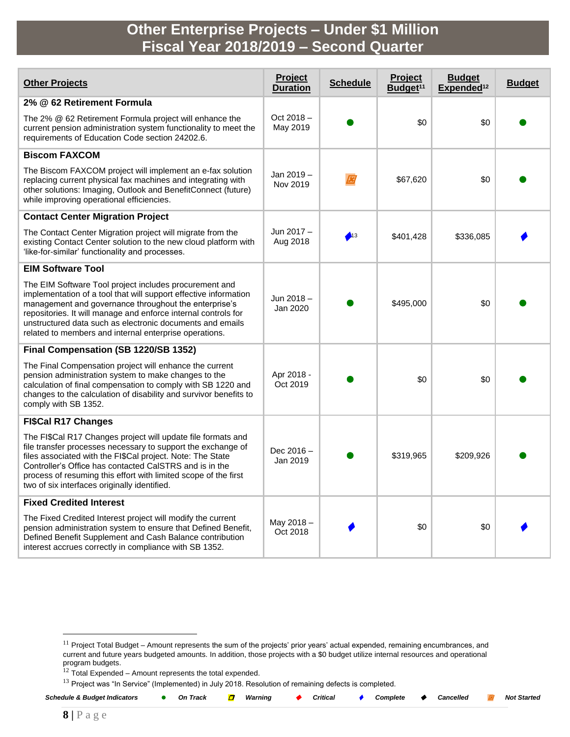# Other Enterprise Projects – Under $1 Million
## Fiscal Year 2018/2019 – Second Quarter

| Other Projects | Project Duration | Schedule | Project Budget[11] | Budget Expended[12] | Budget |
|---|---|---|---|---|---|
| **2% @ 62 Retirement Formula**<br><br>The 2% @ 62 Retirement Formula project will enhance the current pension administration system functionality to meet the requirements of Education Code section 24202.6. | Oct 2018 – May 2019 | On Track | $0 | $0 | On Track |
| **Biscom FAXCOM**<br><br>The Biscom FAXCOM project will implement an e-fax solution replacing current physical fax machines and integrating with other solutions: Imaging, Outlook and BenefitConnect (future) while improving operational efficiencies. | Jan 2019 – Nov 2019 | Not Started | $67,620 | $0 | On Track |
| **Contact Center Migration Project**<br><br>The Contact Center Migration project will migrate from the existing Contact Center solution to the new cloud platform with 'like-for-similar' functionality and processes. | Jun 2017 – Aug 2018 | Complete[13] | $401,428 | $336,085 | Complete |
| **EIM Software Tool**<br><br>The EIM Software Tool project includes procurement and implementation of a tool that will support effective information management and governance throughout the enterprise's repositories. It will manage and enforce internal controls for unstructured data such as electronic documents and emails related to members and internal enterprise operations. | Jun 2018 – Jan 2020 | On Track | $495,000 | $0 | On Track |
| **Final Compensation (SB 1220/SB 1352)**<br><br>The Final Compensation project will enhance the current pension administration system to make changes to the calculation of final compensation to comply with SB 1220 and changes to the calculation of disability and survivor benefits to comply with SB 1352. | Apr 2018 - Oct 2019 | On Track | $0 | $0 | On Track |
| **FI$Cal R17 Changes**<br><br>The FI$Cal R17 Changes project will update file formats and file transfer processes necessary to support the exchange of files associated with the FI$Cal project. Note: The State Controller's Office has contacted CalSTRS and is in the process of resuming this effort with limited scope of the first two of six interfaces originally identified. | Dec 2016 – Jan 2019 | On Track | $319,965 | $209,926 | On Track |
| **Fixed Credited Interest**<br><br>The Fixed Credited Interest project will modify the current pension administration system to ensure that Defined Benefit, Defined Benefit Supplement and Cash Balance contribution interest accrues correctly in compliance with SB 1352. | May 2018 – Oct 2018 | Complete | $0 | $0 | Complete |

[11] Project Total Budget – Amount represents the sum of the projects' prior years' actual expended, remaining encumbrances, and current and future years budgeted amounts. In addition, those projects with a $0 budget utilize internal resources and operational program budgets.

[12] Total Expended – Amount represents the total expended.

[13] Project was "In Service" (Implemented) in July 2018. Resolution of remaining defects is completed.

*Schedule & Budget Indicators* — *On Track* — *Warning* — *Critical* — *Complete* — *Cancelled* — *Not Started*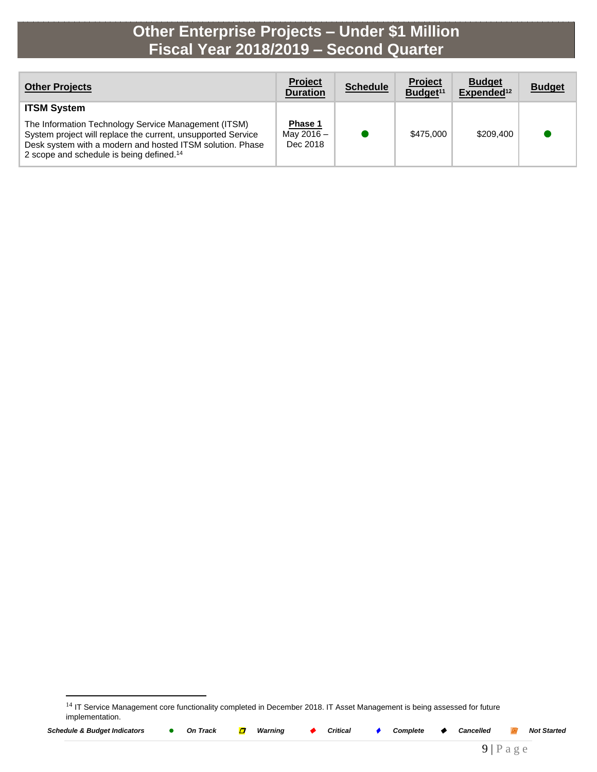# Other Enterprise Projects – Under $1 Million
## Fiscal Year 2018/2019 – Second Quarter

| Other Projects | Project Duration | Schedule | Project Budget[11] | Budget Expended[12] | Budget |
|---|---|---|---|---|---|
| **ITSM System**<br>The Information Technology Service Management (ITSM) System project will replace the current, unsupported Service Desk system with a modern and hosted ITSM solution. Phase 2 scope and schedule is being defined.[14] | **Phase 1**<br>May 2016 – Dec 2018 | ● | $475,000 | $209,400 | ● |

[14] IT Service Management core functionality completed in December 2018. IT Asset Management is being assessed for future implementation.

*Schedule & Budget Indicators* ● *On Track* *Warning* *Critical* *Complete* *Cancelled* *Not Started*